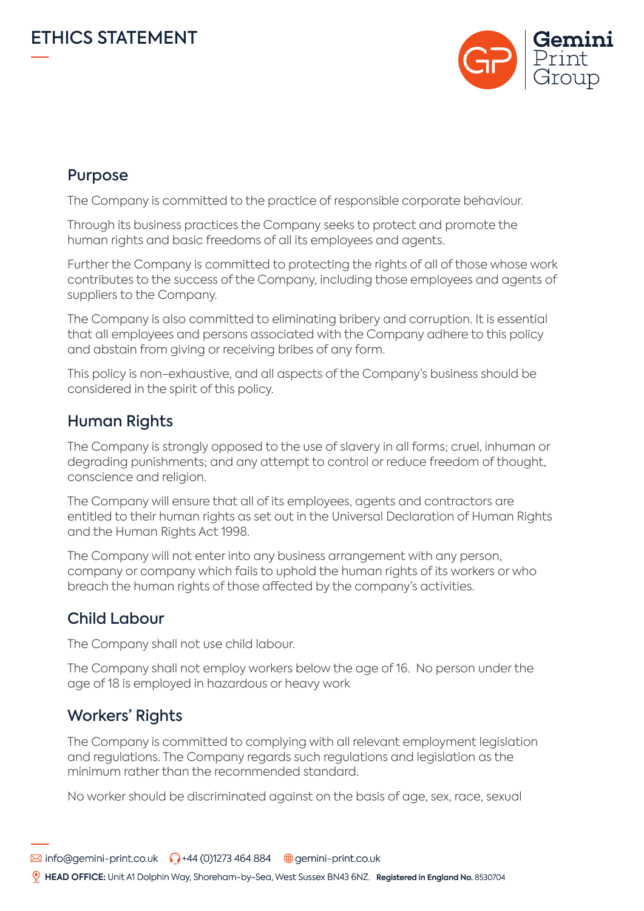# ETHICS STATEMENT

## Purpose

The Company is committed to the practice of responsible corporate behaviour.

Through its business practices the Company seeks to protect and promote the human rights and basic freedoms of all its employees and agents.

Further the Company is committed to protecting the rights of all of those whose work contributes to the success of the Company, including those employees and agents of suppliers to the Company.

The Company is also committed to eliminating bribery and corruption. It is essential that all employees and persons associated with the Company adhere to this policy and abstain from giving or receiving bribes of any form.

This policy is non-exhaustive, and all aspects of the Company's business should be considered in the spirit of this policy.

## Human Rights

The Company is strongly opposed to the use of slavery in all forms; cruel, inhuman or degrading punishments; and any attempt to control or reduce freedom of thought, conscience and religion.

The Company will ensure that all of its employees, agents and contractors are entitled to their human rights as set out in the Universal Declaration of Human Rights and the Human Rights Act 1998.

The Company will not enter into any business arrangement with any person, company or company which fails to uphold the human rights of its workers or who breach the human rights of those affected by the company's activities.

## Child Labour

The Company shall not use child labour.

The Company shall not employ workers below the age of 16. No person under the age of 18 is employed in hazardous or heavy work

## Workers' Rights

The Company is committed to complying with all relevant employment legislation and regulations. The Company regards such regulations and legislation as the minimum rather than the recommended standard.

No worker should be discriminated against on the basis of age, sex, race, sexual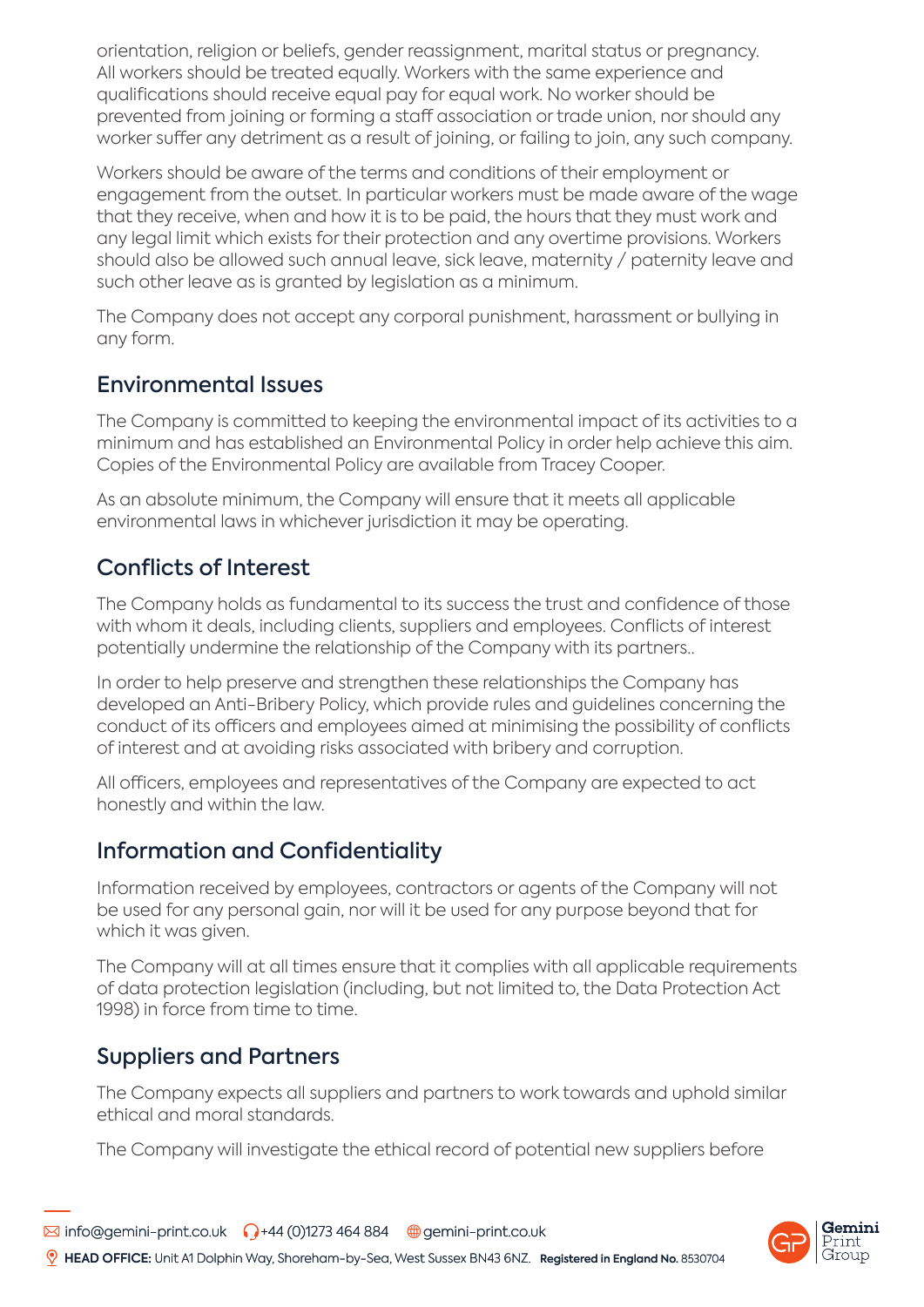orientation, religion or beliefs, gender reassignment, marital status or pregnancy. All workers should be treated equally. Workers with the same experience and qualifications should receive equal pay for equal work. No worker should be prevented from joining or forming a staff association or trade union, nor should any worker suffer any detriment as a result of joining, or failing to join, any such company.

Workers should be aware of the terms and conditions of their employment or engagement from the outset. In particular workers must be made aware of the wage that they receive, when and how it is to be paid, the hours that they must work and any legal limit which exists for their protection and any overtime provisions. Workers should also be allowed such annual leave, sick leave, maternity / paternity leave and such other leave as is granted by legislation as a minimum.

The Company does not accept any corporal punishment, harassment or bullying in any form.

## Environmental Issues

The Company is committed to keeping the environmental impact of its activities to a minimum and has established an Environmental Policy in order help achieve this aim. Copies of the Environmental Policy are available from Tracey Cooper.

As an absolute minimum, the Company will ensure that it meets all applicable environmental laws in whichever jurisdiction it may be operating.

## Conflicts of Interest

The Company holds as fundamental to its success the trust and confidence of those with whom it deals, including clients, suppliers and employees. Conflicts of interest potentially undermine the relationship of the Company with its partners..

In order to help preserve and strengthen these relationships the Company has developed an Anti-Bribery Policy, which provide rules and guidelines concerning the conduct of its officers and employees aimed at minimising the possibility of conflicts of interest and at avoiding risks associated with bribery and corruption.

All officers, employees and representatives of the Company are expected to act honestly and within the law.

## Information and Confidentiality

Information received by employees, contractors or agents of the Company will not be used for any personal gain, nor will it be used for any purpose beyond that for which it was given.

The Company will at all times ensure that it complies with all applicable requirements of data protection legislation (including, but not limited to, the Data Protection Act 1998) in force from time to time.

## Suppliers and Partners

The Company expects all suppliers and partners to work towards and uphold similar ethical and moral standards.

The Company will investigate the ethical record of potential new suppliers before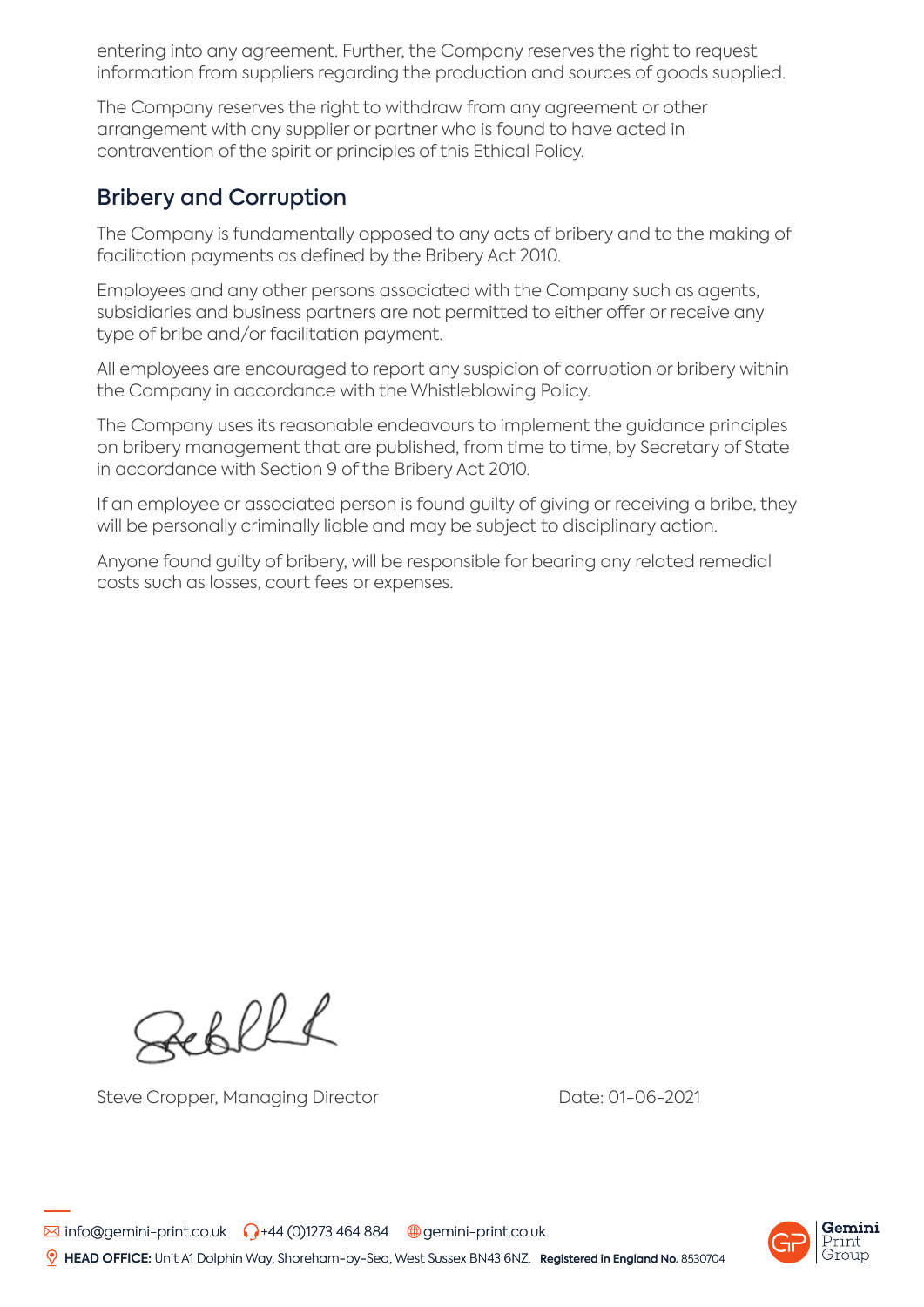entering into any agreement. Further, the Company reserves the right to request information from suppliers regarding the production and sources of goods supplied.

The Company reserves the right to withdraw from any agreement or other arrangement with any supplier or partner who is found to have acted in contravention of the spirit or principles of this Ethical Policy.

## Bribery and Corruption

The Company is fundamentally opposed to any acts of bribery and to the making of facilitation payments as defined by the Bribery Act 2010.

Employees and any other persons associated with the Company such as agents, subsidiaries and business partners are not permitted to either offer or receive any type of bribe and/or facilitation payment.

All employees are encouraged to report any suspicion of corruption or bribery within the Company in accordance with the Whistleblowing Policy.

The Company uses its reasonable endeavours to implement the guidance principles on bribery management that are published, from time to time, by Secretary of State in accordance with Section 9 of the Bribery Act 2010.

If an employee or associated person is found guilty of giving or receiving a bribe, they will be personally criminally liable and may be subject to disciplinary action.

Anyone found guilty of bribery, will be responsible for bearing any related remedial costs such as losses, court fees or expenses.

Steve Cropper, Managing Director

Date: 01-06-2021